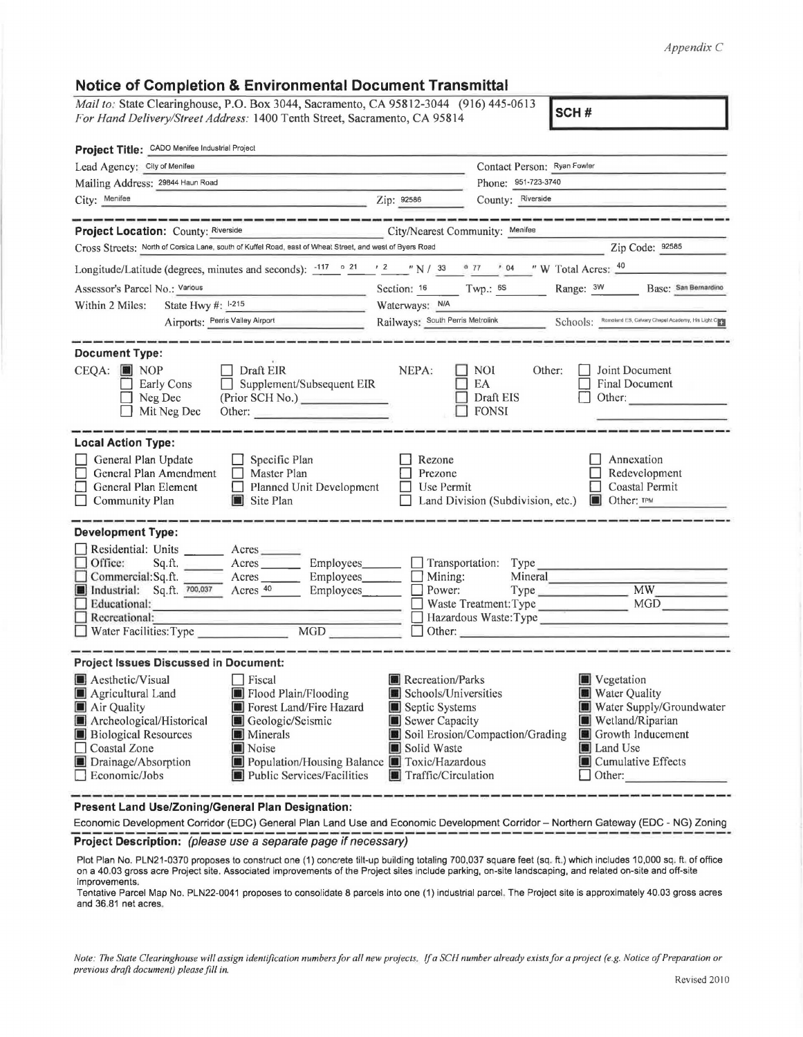*Appendix C*

## Notice of Completion & Environmental Document Transmittal

*Mail to:* State Clearinghouse, P.O. Box 3044, Sacramento, CA 95812-3044 (916) 445-0613
*For Hand Delivery/Street Address:* 1400 Tenth Street, Sacramento, CA 95814

**SCH #**

**Project Title:** CADO Menifee Industrial Project

Lead Agency: City of Menifee — Contact Person: Ryan Fowler
Mailing Address: 29844 Haun Road — Phone: 951-723-3740
City: Menifee — Zip: 92586 — County: Riverside

**Project Location:** County: Riverside — City/Nearest Community: Menifee
Cross Streets: North of Corsica Lane, south of Kuffel Road, east of Wheat Street, and west of Byers Road — Zip Code: 92585
Longitude/Latitude (degrees, minutes and seconds): -117 ° 21 ' 2 " N / 33 ° 77 ' 04 " W Total Acres: 40
Assessor's Parcel No.: Various — Section: 16 — Twp.: 6S — Range: 3W — Base: San Bernardino
Within 2 Miles: State Hwy #: I-215 — Waterways: N/A
Airports: Perris Valley Airport — Railways: South Perris Metrolink — Schools: Romoland ES, Calvary Chapel Academy, His Light C...

**Document Type:**

CEQA: ■ NOP ☐ Early Cons ☐ Neg Dec ☐ Mit Neg Dec ☐ Draft EIR ☐ Supplement/Subsequent EIR (Prior SCH No.) ______ Other: ______
NEPA: ☐ NOI ☐ EA ☐ Draft EIS ☐ FONSI
Other: ☐ Joint Document ☐ Final Document ☐ Other: ______

**Local Action Type:**

☐ General Plan Update ☐ General Plan Amendment ☐ General Plan Element ☐ Community Plan
☐ Specific Plan ☐ Master Plan ☐ Planned Unit Development ■ Site Plan
☐ Rezone ☐ Prezone ☐ Use Permit ☐ Land Division (Subdivision, etc.)
☐ Annexation ☐ Redevelopment ☐ Coastal Permit ■ Other: TPM

**Development Type:**

☐ Residential: Units ______ Acres ______
☐ Office: Sq.ft. ______ Acres ______ Employees ______
☐ Commercial: Sq.ft. ______ Acres ______ Employees ______
■ Industrial: Sq.ft. 700,037 Acres 40 Employees ______
☐ Educational: ______
☐ Recreational: ______
☐ Water Facilities: Type ______ MGD ______
☐ Transportation: Type ______
☐ Mining: Mineral ______
☐ Power: Type ______ MW ______
☐ Waste Treatment: Type ______ MGD ______
☐ Hazardous Waste: Type ______
☐ Other: ______

**Project Issues Discussed in Document:**

■ Aesthetic/Visual
■ Agricultural Land
■ Air Quality
■ Archeological/Historical
■ Biological Resources
☐ Coastal Zone
■ Drainage/Absorption
☐ Economic/Jobs
☐ Fiscal
■ Flood Plain/Flooding
■ Forest Land/Fire Hazard
■ Geologic/Seismic
■ Minerals
■ Noise
■ Population/Housing Balance
■ Public Services/Facilities
■ Recreation/Parks
■ Schools/Universities
■ Septic Systems
■ Sewer Capacity
■ Soil Erosion/Compaction/Grading
■ Solid Waste
■ Toxic/Hazardous
■ Traffic/Circulation
■ Vegetation
■ Water Quality
■ Water Supply/Groundwater
■ Wetland/Riparian
■ Growth Inducement
■ Land Use
■ Cumulative Effects
☐ Other: ______

**Present Land Use/Zoning/General Plan Designation:**

Economic Development Corridor (EDC) General Plan Land Use and Economic Development Corridor – Northern Gateway (EDC - NG) Zoning

**Project Description:** *(please use a separate page if necessary)*

Plot Plan No. PLN21-0370 proposes to construct one (1) concrete tilt-up building totaling 700,037 square feet (sq. ft.) which includes 10,000 sq. ft. of office on a 40.03 gross acre Project site. Associated improvements of the Project sites include parking, on-site landscaping, and related on-site and off-site improvements.
Tentative Parcel Map No. PLN22-0041 proposes to consolidate 8 parcels into one (1) industrial parcel. The Project site is approximately 40.03 gross acres and 36.81 net acres.

*Note: The State Clearinghouse will assign identification numbers for all new projects. If a SCH number already exists for a project (e.g. Notice of Preparation or previous draft document) please fill in.*

Revised 2010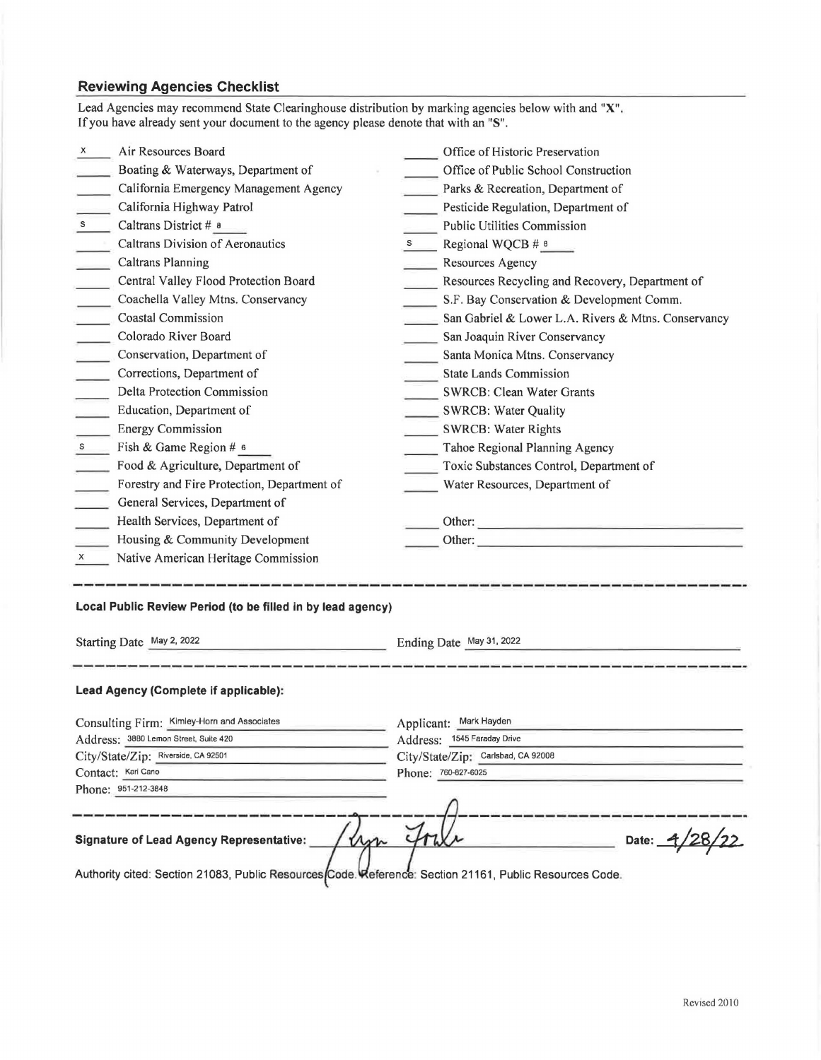## Reviewing Agencies Checklist

Lead Agencies may recommend State Clearinghouse distribution by marking agencies below with and "X".
If you have already sent your document to the agency please denote that with an "S".

| | | | |
|---|---|---|---|
| X | Air Resources Board | | Office of Historic Preservation |
| | Boating & Waterways, Department of | | Office of Public School Construction |
| | California Emergency Management Agency | | Parks & Recreation, Department of |
| | California Highway Patrol | | Pesticide Regulation, Department of |
| S | Caltrans District # 8 | | Public Utilities Commission |
| | Caltrans Division of Aeronautics | S | Regional WQCB # 8 |
| | Caltrans Planning | | Resources Agency |
| | Central Valley Flood Protection Board | | Resources Recycling and Recovery, Department of |
| | Coachella Valley Mtns. Conservancy | | S.F. Bay Conservation & Development Comm. |
| | Coastal Commission | | San Gabriel & Lower L.A. Rivers & Mtns. Conservancy |
| | Colorado River Board | | San Joaquin River Conservancy |
| | Conservation, Department of | | Santa Monica Mtns. Conservancy |
| | Corrections, Department of | | State Lands Commission |
| | Delta Protection Commission | | SWRCB: Clean Water Grants |
| | Education, Department of | | SWRCB: Water Quality |
| | Energy Commission | | SWRCB: Water Rights |
| S | Fish & Game Region # 6 | | Tahoe Regional Planning Agency |
| | Food & Agriculture, Department of | | Toxic Substances Control, Department of |
| | Forestry and Fire Protection, Department of | | Water Resources, Department of |
| | General Services, Department of | | |
| | Health Services, Department of | | Other: |
| | Housing & Community Development | | Other: |
| X | Native American Heritage Commission | | |

---

**Local Public Review Period (to be filled in by lead agency)**

Starting Date May 2, 2022 Ending Date May 31, 2022

---

**Lead Agency (Complete if applicable):**

| | |
|---|---|
| Consulting Firm: Kimley-Horn and Associates | Applicant: Mark Hayden |
| Address: 3880 Lemon Street, Suite 420 | Address: 1545 Faraday Drive |
| City/State/Zip: Riverside, CA 92501 | City/State/Zip: Carlsbad, CA 92008 |
| Contact: Kari Cano | Phone: 760-827-6025 |
| Phone: 951-212-3848 | |

---

**Signature of Lead Agency Representative:** Ryan Fowler Date: 4/28/22

Authority cited: Section 21083, Public Resources Code. Reference: Section 21161, Public Resources Code.

Revised 2010